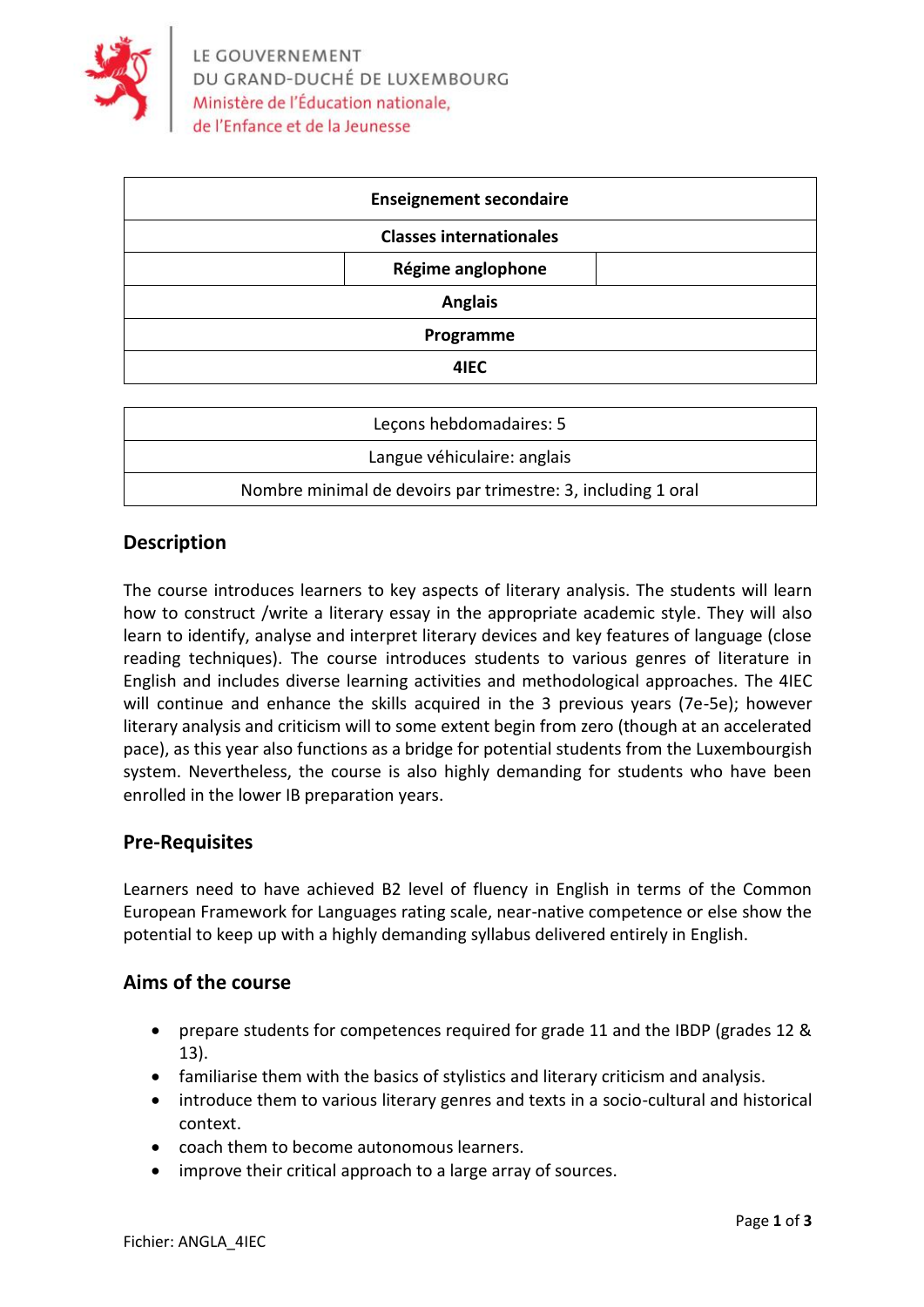LE GOUVERNEMENT
DU GRAND-DUCHÉ DE LUXEMBOURG
Ministère de l'Éducation nationale,
de l'Enfance et de la Jeunesse

| | | |
|---|---|---|
| **Enseignement secondaire** | | |
| **Classes internationales** | | |
| | **Régime anglophone** | |
| **Anglais** | | |
| **Programme** | | |
| **4IEC** | | |

| |
|---|
| Leçons hebdomadaires: 5 |
| Langue véhiculaire: anglais |
| Nombre minimal de devoirs par trimestre: 3, including 1 oral |

## Description

The course introduces learners to key aspects of literary analysis. The students will learn how to construct /write a literary essay in the appropriate academic style. They will also learn to identify, analyse and interpret literary devices and key features of language (close reading techniques). The course introduces students to various genres of literature in English and includes diverse learning activities and methodological approaches. The 4IEC will continue and enhance the skills acquired in the 3 previous years (7e-5e); however literary analysis and criticism will to some extent begin from zero (though at an accelerated pace), as this year also functions as a bridge for potential students from the Luxembourgish system. Nevertheless, the course is also highly demanding for students who have been enrolled in the lower IB preparation years.

## Pre-Requisites

Learners need to have achieved B2 level of fluency in English in terms of the Common European Framework for Languages rating scale, near-native competence or else show the potential to keep up with a highly demanding syllabus delivered entirely in English.

## Aims of the course

- prepare students for competences required for grade 11 and the IBDP (grades 12 & 13).
- familiarise them with the basics of stylistics and literary criticism and analysis.
- introduce them to various literary genres and texts in a socio-cultural and historical context.
- coach them to become autonomous learners.
- improve their critical approach to a large array of sources.

Fichier: ANGLA_4IEC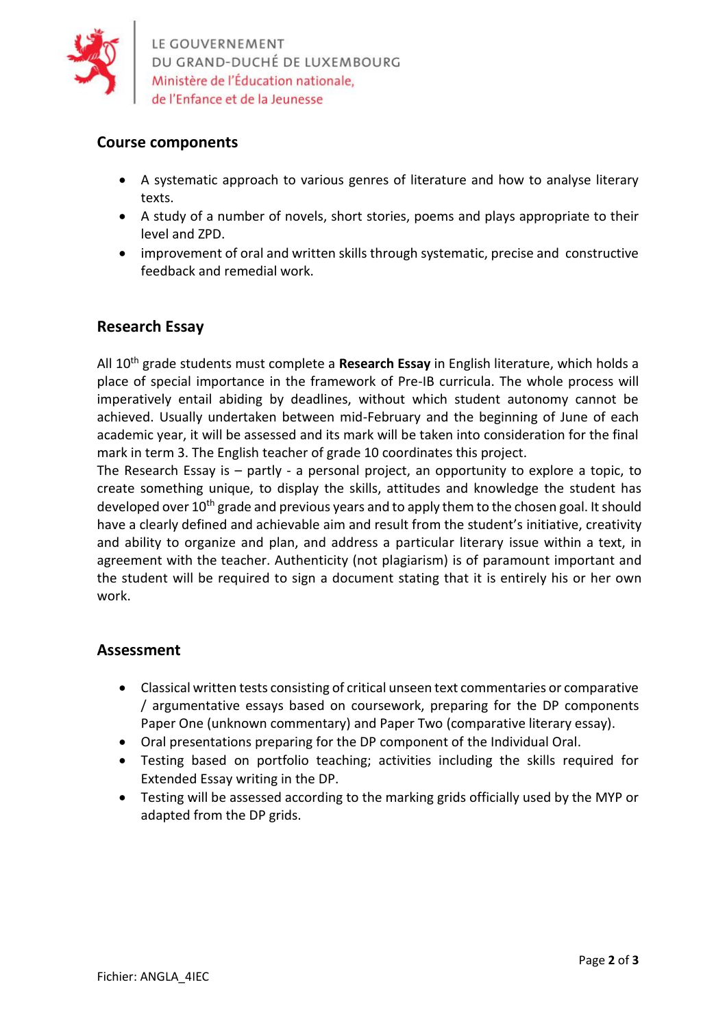## Course components

- A systematic approach to various genres of literature and how to analyse literary texts.
- A study of a number of novels, short stories, poems and plays appropriate to their level and ZPD.
- improvement of oral and written skills through systematic, precise and constructive feedback and remedial work.

## Research Essay

All 10th grade students must complete a **Research Essay** in English literature, which holds a place of special importance in the framework of Pre-IB curricula. The whole process will imperatively entail abiding by deadlines, without which student autonomy cannot be achieved. Usually undertaken between mid-February and the beginning of June of each academic year, it will be assessed and its mark will be taken into consideration for the final mark in term 3. The English teacher of grade 10 coordinates this project.

The Research Essay is – partly - a personal project, an opportunity to explore a topic, to create something unique, to display the skills, attitudes and knowledge the student has developed over 10th grade and previous years and to apply them to the chosen goal. It should have a clearly defined and achievable aim and result from the student's initiative, creativity and ability to organize and plan, and address a particular literary issue within a text, in agreement with the teacher. Authenticity (not plagiarism) is of paramount important and the student will be required to sign a document stating that it is entirely his or her own work.

## Assessment

- Classical written tests consisting of critical unseen text commentaries or comparative / argumentative essays based on coursework, preparing for the DP components Paper One (unknown commentary) and Paper Two (comparative literary essay).
- Oral presentations preparing for the DP component of the Individual Oral.
- Testing based on portfolio teaching; activities including the skills required for Extended Essay writing in the DP.
- Testing will be assessed according to the marking grids officially used by the MYP or adapted from the DP grids.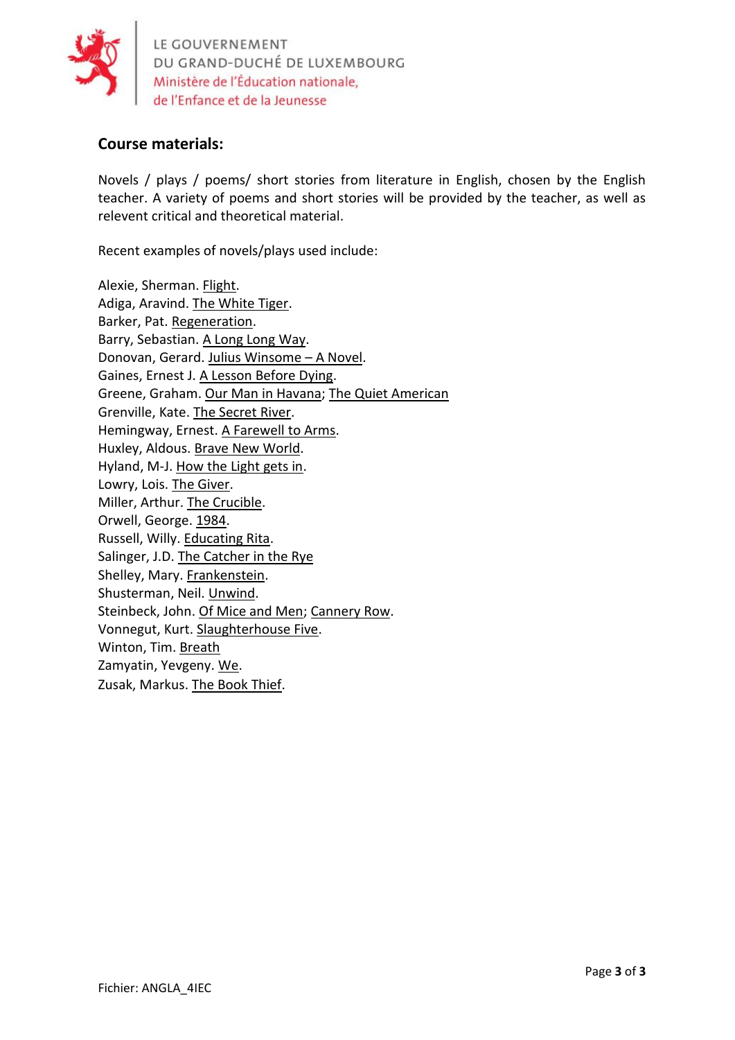## Course materials:

Novels / plays / poems/ short stories from literature in English, chosen by the English teacher. A variety of poems and short stories will be provided by the teacher, as well as relevent critical and theoretical material.

Recent examples of novels/plays used include:

Alexie, Sherman. Flight.
Adiga, Aravind. The White Tiger.
Barker, Pat. Regeneration.
Barry, Sebastian. A Long Long Way.
Donovan, Gerard. Julius Winsome – A Novel.
Gaines, Ernest J. A Lesson Before Dying.
Greene, Graham. Our Man in Havana; The Quiet American
Grenville, Kate. The Secret River.
Hemingway, Ernest. A Farewell to Arms.
Huxley, Aldous. Brave New World.
Hyland, M-J. How the Light gets in.
Lowry, Lois. The Giver.
Miller, Arthur. The Crucible.
Orwell, George. 1984.
Russell, Willy. Educating Rita.
Salinger, J.D. The Catcher in the Rye
Shelley, Mary. Frankenstein.
Shusterman, Neil. Unwind.
Steinbeck, John. Of Mice and Men; Cannery Row.
Vonnegut, Kurt. Slaughterhouse Five.
Winton, Tim. Breath
Zamyatin, Yevgeny. We.
Zusak, Markus. The Book Thief.

Fichier: ANGLA_4IEC